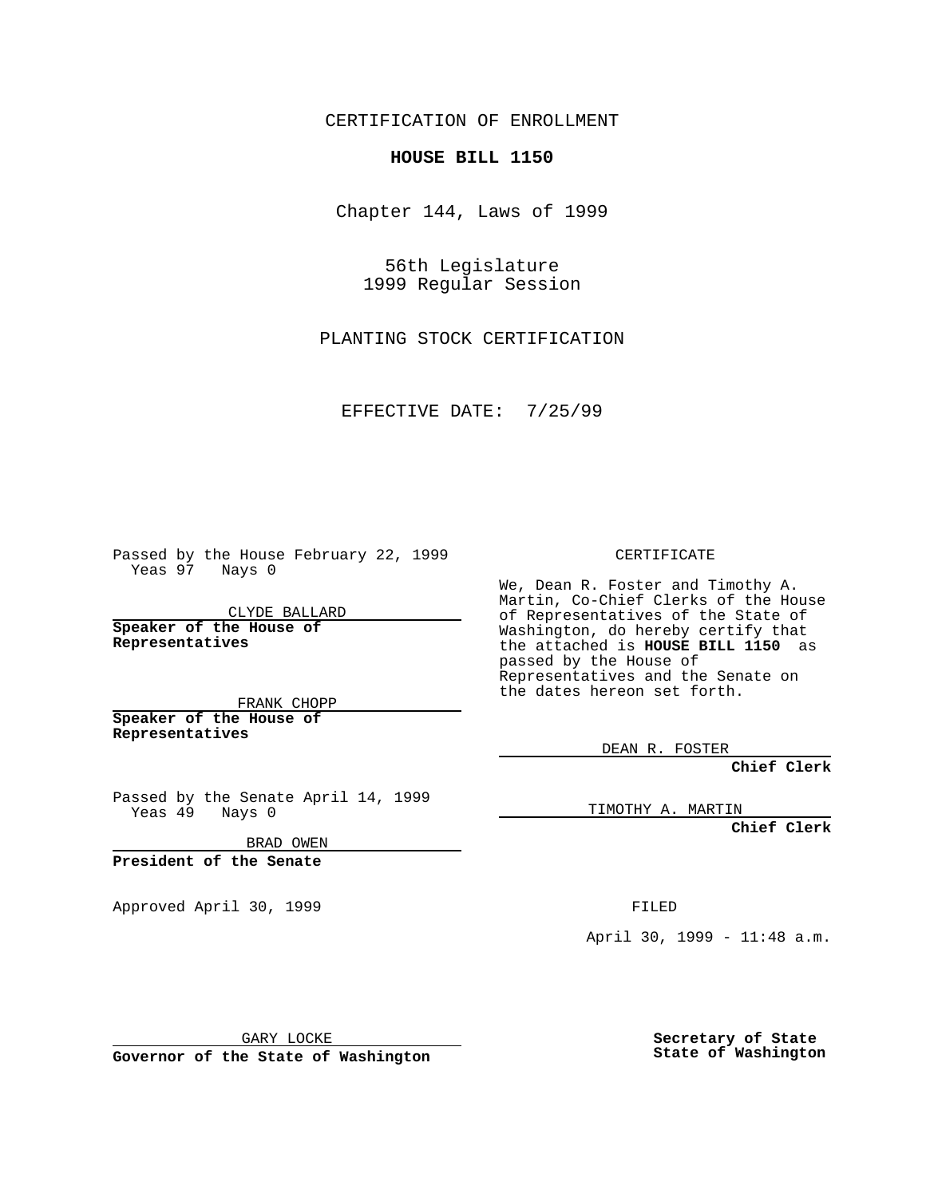CERTIFICATION OF ENROLLMENT

**HOUSE BILL 1150**

Chapter 144, Laws of 1999

56th Legislature
1999 Regular Session

PLANTING STOCK CERTIFICATION

EFFECTIVE DATE: 7/25/99

Passed by the House February 22, 1999
Yeas 97 Nays 0

CLYDE BALLARD

**Speaker of the House of Representatives**

FRANK CHOPP

**Speaker of the House of Representatives**

Passed by the Senate April 14, 1999
Yeas 49 Nays 0

BRAD OWEN

**President of the Senate**

Approved April 30, 1999

GARY LOCKE

**Governor of the State of Washington**

CERTIFICATE

We, Dean R. Foster and Timothy A. Martin, Co-Chief Clerks of the House of Representatives of the State of Washington, do hereby certify that the attached is **HOUSE BILL 1150** as passed by the House of Representatives and the Senate on the dates hereon set forth.

DEAN R. FOSTER

**Chief Clerk**

TIMOTHY A. MARTIN

**Chief Clerk**

FILED

April 30, 1999 - 11:48 a.m.

**Secretary of State**
**State of Washington**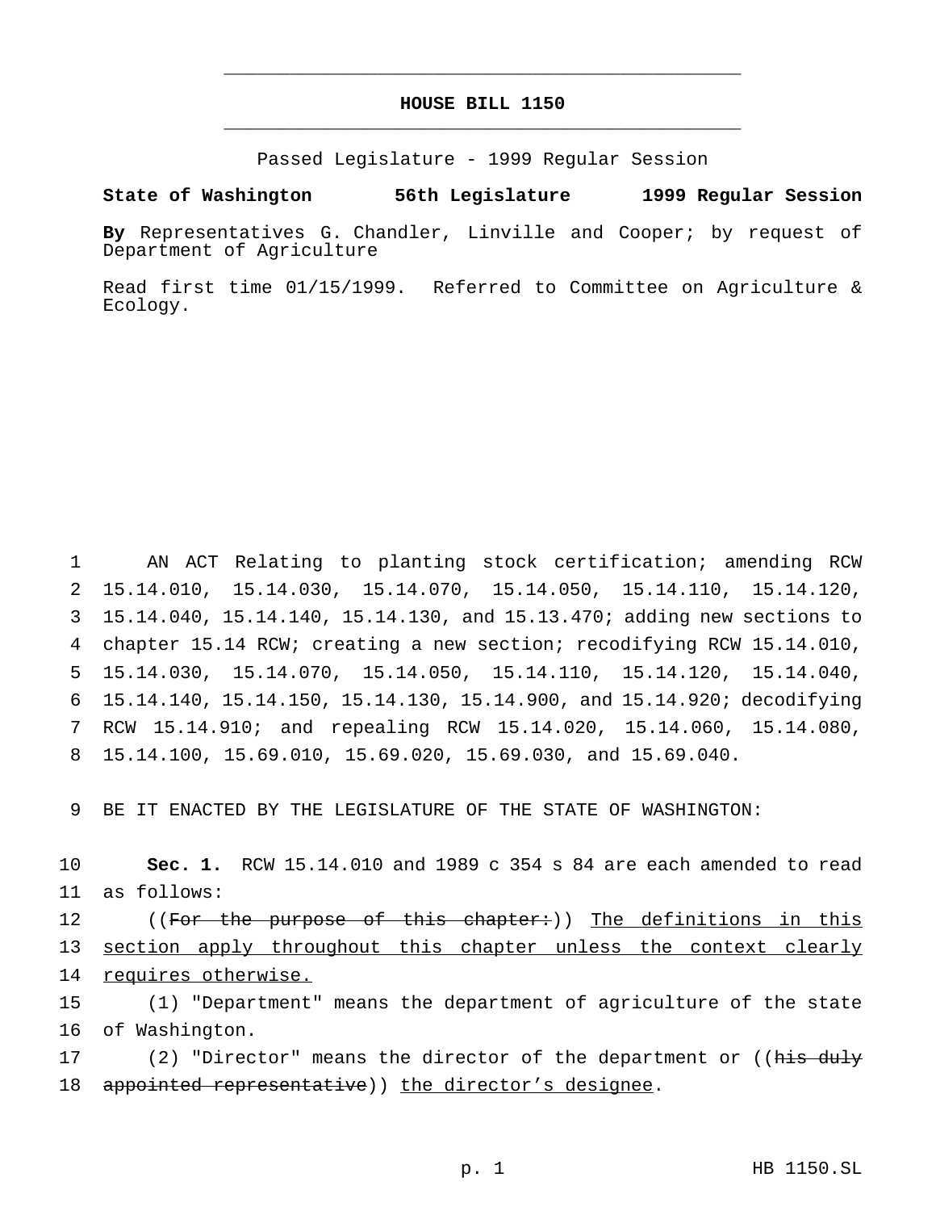# HOUSE BILL 1150

Passed Legislature - 1999 Regular Session

**State of Washington 56th Legislature 1999 Regular Session**

**By** Representatives G. Chandler, Linville and Cooper; by request of Department of Agriculture

Read first time 01/15/1999. Referred to Committee on Agriculture & Ecology.

1 AN ACT Relating to planting stock certification; amending RCW 2 15.14.010, 15.14.030, 15.14.070, 15.14.050, 15.14.110, 15.14.120, 3 15.14.040, 15.14.140, 15.14.130, and 15.13.470; adding new sections to 4 chapter 15.14 RCW; creating a new section; recodifying RCW 15.14.010, 5 15.14.030, 15.14.070, 15.14.050, 15.14.110, 15.14.120, 15.14.040, 6 15.14.140, 15.14.150, 15.14.130, 15.14.900, and 15.14.920; decodifying 7 RCW 15.14.910; and repealing RCW 15.14.020, 15.14.060, 15.14.080, 8 15.14.100, 15.69.010, 15.69.020, 15.69.030, and 15.69.040.

9 BE IT ENACTED BY THE LEGISLATURE OF THE STATE OF WASHINGTON:

10 **Sec. 1.** RCW 15.14.010 and 1989 c 354 s 84 are each amended to read 11 as follows:

12 ((~~For the purpose of this chapter:~~)) <u>The definitions in this 13 section apply throughout this chapter unless the context clearly 14 requires otherwise.</u>

15 (1) "Department" means the department of agriculture of the state 16 of Washington.

17 (2) "Director" means the director of the department or ((~~his duly 18 appointed representative~~)) <u>the director's designee</u>.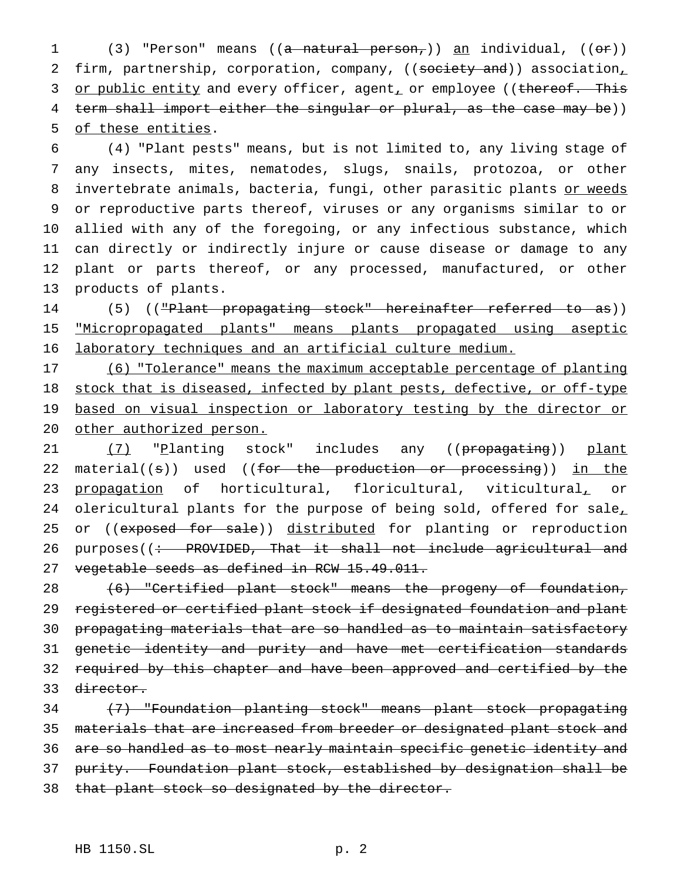(3) "Person" means ((~~a natural person,~~)) <u>an</u> individual, ((~~or~~)) firm, partnership, corporation, company, ((~~society and~~)) association<u>,</u> <u>or public entity</u> and every officer, agent<u>,</u> or employee ((~~thereof. This term shall import either the singular or plural, as the case may be~~)) <u>of these entities</u>.

(4) "Plant pests" means, but is not limited to, any living stage of any insects, mites, nematodes, slugs, snails, protozoa, or other invertebrate animals, bacteria, fungi, other parasitic plants <u>or weeds</u> or reproductive parts thereof, viruses or any organisms similar to or allied with any of the foregoing, or any infectious substance, which can directly or indirectly injure or cause disease or damage to any plant or parts thereof, or any processed, manufactured, or other products of plants.

(5) ((~~"Plant propagating stock" hereinafter referred to as~~)) <u>"Micropropagated plants" means plants propagated using aseptic laboratory techniques and an artificial culture medium.</u>

<u>(6) "Tolerance" means the maximum acceptable percentage of planting stock that is diseased, infected by plant pests, defective, or off-type based on visual inspection or laboratory testing by the director or other authorized person.</u>

<u>(7)</u> "<u>P</u>lanting stock" includes any ((~~propagating~~)) <u>plant</u> material((~~s~~)) used ((~~for the production or processing~~)) <u>in the propagation</u> of horticultural, floricultural, viticultural<u>,</u> or olericultural plants for the purpose of being sold, offered for sale<u>,</u> or ((~~exposed for sale~~)) <u>distributed</u> for planting or reproduction purposes((~~: PROVIDED, That it shall not include agricultural and vegetable seeds as defined in RCW 15.49.011.~~

~~(6) "Certified plant stock" means the progeny of foundation, registered or certified plant stock if designated foundation and plant propagating materials that are so handled as to maintain satisfactory genetic identity and purity and have met certification standards required by this chapter and have been approved and certified by the director.~~

~~(7) "Foundation planting stock" means plant stock propagating materials that are increased from breeder or designated plant stock and are so handled as to most nearly maintain specific genetic identity and purity. Foundation plant stock, established by designation shall be that plant stock so designated by the director.~~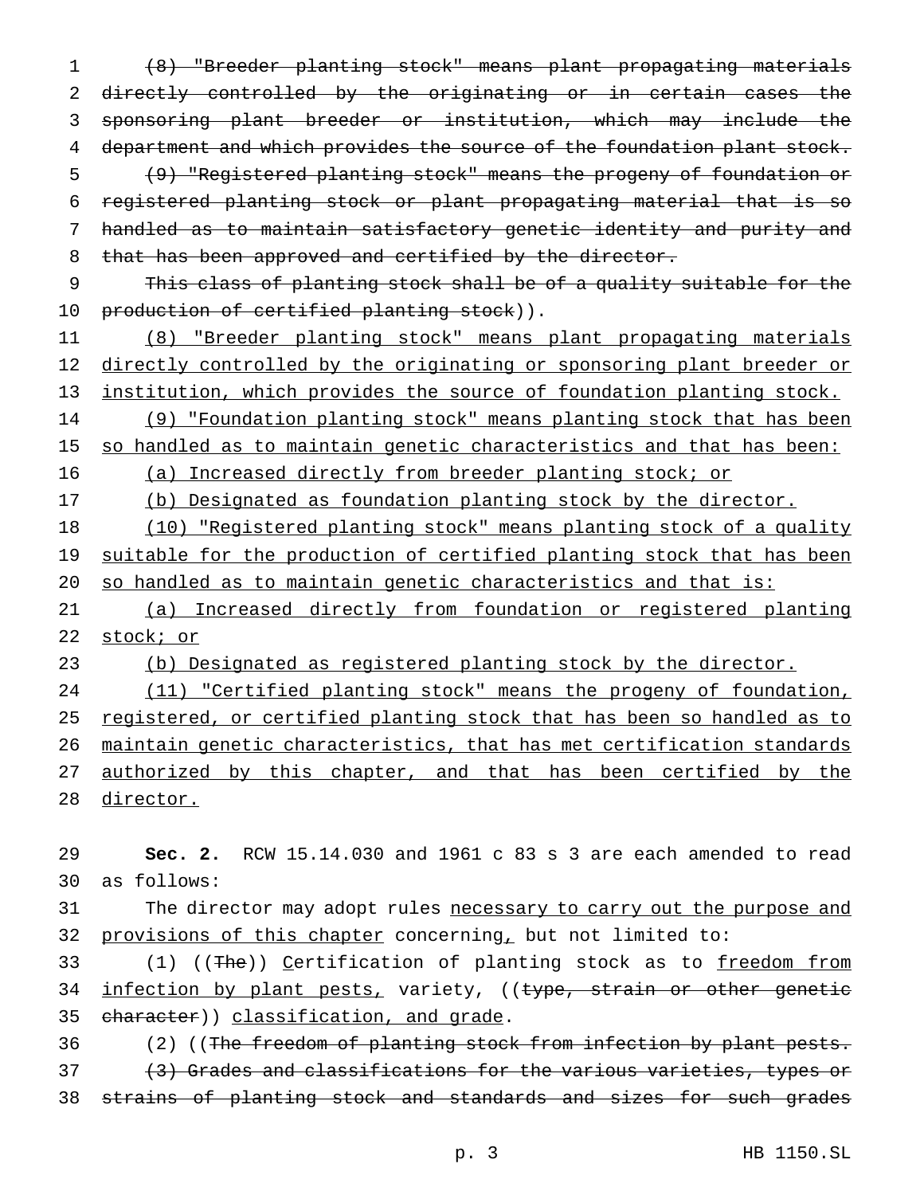(8) "Breeder planting stock" means plant propagating materials directly controlled by the originating or in certain cases the sponsoring plant breeder or institution, which may include the department and which provides the source of the foundation plant stock.

(9) "Registered planting stock" means the progeny of foundation or registered planting stock or plant propagating material that is so handled as to maintain satisfactory genetic identity and purity and that has been approved and certified by the director.

This class of planting stock shall be of a quality suitable for the production of certified planting stock)).

(8) "Breeder planting stock" means plant propagating materials directly controlled by the originating or sponsoring plant breeder or institution, which provides the source of foundation planting stock.

(9) "Foundation planting stock" means planting stock that has been so handled as to maintain genetic characteristics and that has been:

(a) Increased directly from breeder planting stock; or

(b) Designated as foundation planting stock by the director.

(10) "Registered planting stock" means planting stock of a quality suitable for the production of certified planting stock that has been so handled as to maintain genetic characteristics and that is:

(a) Increased directly from foundation or registered planting stock; or

(b) Designated as registered planting stock by the director.

(11) "Certified planting stock" means the progeny of foundation, registered, or certified planting stock that has been so handled as to maintain genetic characteristics, that has met certification standards authorized by this chapter, and that has been certified by the director.

**Sec. 2.** RCW 15.14.030 and 1961 c 83 s 3 are each amended to read as follows:

The director may adopt rules necessary to carry out the purpose and provisions of this chapter concerning, but not limited to:

(1) ((The)) Certification of planting stock as to freedom from infection by plant pests, variety, ((type, strain or other genetic character)) classification, and grade.

(2) ((The freedom of planting stock from infection by plant pests.

(3) Grades and classifications for the various varieties, types or strains of planting stock and standards and sizes for such grades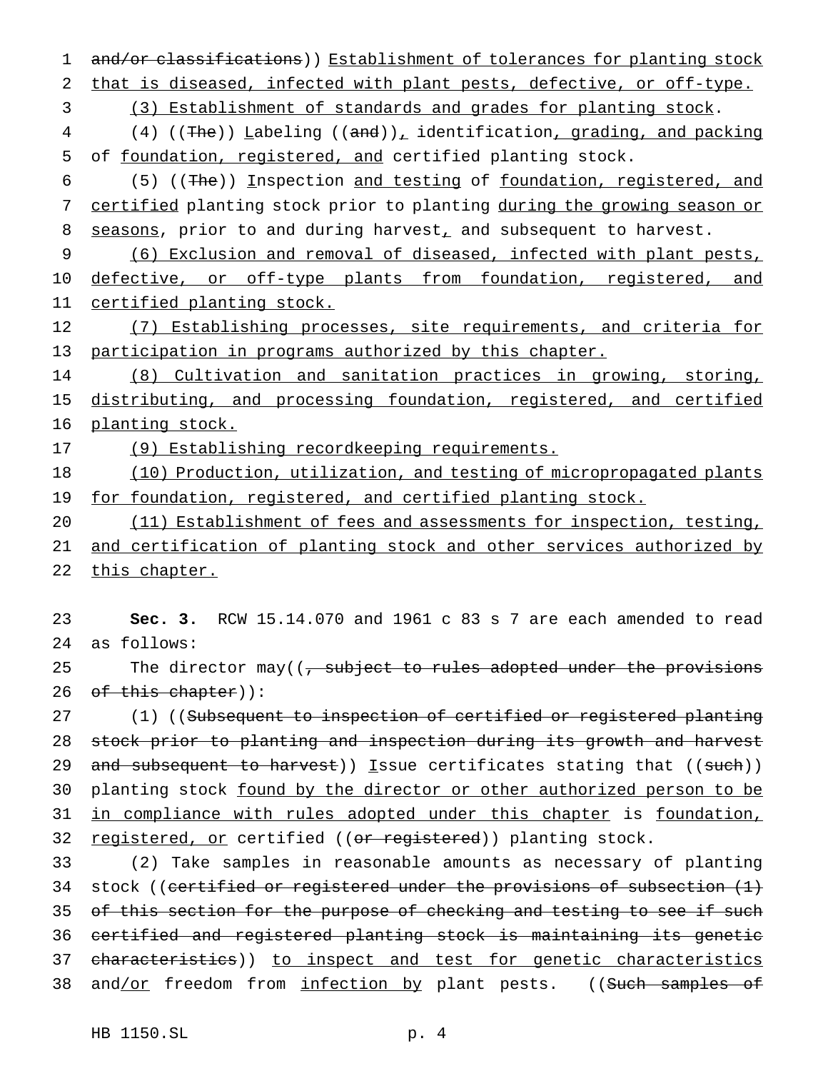and/or classifications)) Establishment of tolerances for planting stock that is diseased, infected with plant pests, defective, or off-type.

(3) Establishment of standards and grades for planting stock.

(4) ((The)) Labeling ((and)), identification, grading, and packing of foundation, registered, and certified planting stock.

(5) ((The)) Inspection and testing of foundation, registered, and certified planting stock prior to planting during the growing season or seasons, prior to and during harvest, and subsequent to harvest.

(6) Exclusion and removal of diseased, infected with plant pests, defective, or off-type plants from foundation, registered, and certified planting stock.

(7) Establishing processes, site requirements, and criteria for participation in programs authorized by this chapter.

(8) Cultivation and sanitation practices in growing, storing, distributing, and processing foundation, registered, and certified planting stock.

(9) Establishing recordkeeping requirements.

(10) Production, utilization, and testing of micropropagated plants for foundation, registered, and certified planting stock.

(11) Establishment of fees and assessments for inspection, testing, and certification of planting stock and other services authorized by this chapter.

**Sec. 3.** RCW 15.14.070 and 1961 c 83 s 7 are each amended to read as follows:

The director may((, subject to rules adopted under the provisions of this chapter)):

(1) ((Subsequent to inspection of certified or registered planting stock prior to planting and inspection during its growth and harvest and subsequent to harvest)) Issue certificates stating that ((such)) planting stock found by the director or other authorized person to be in compliance with rules adopted under this chapter is foundation, registered, or certified ((or registered)) planting stock.

(2) Take samples in reasonable amounts as necessary of planting stock ((certified or registered under the provisions of subsection (1) of this section for the purpose of checking and testing to see if such certified and registered planting stock is maintaining its genetic characteristics)) to inspect and test for genetic characteristics and/or freedom from infection by plant pests. ((Such samples of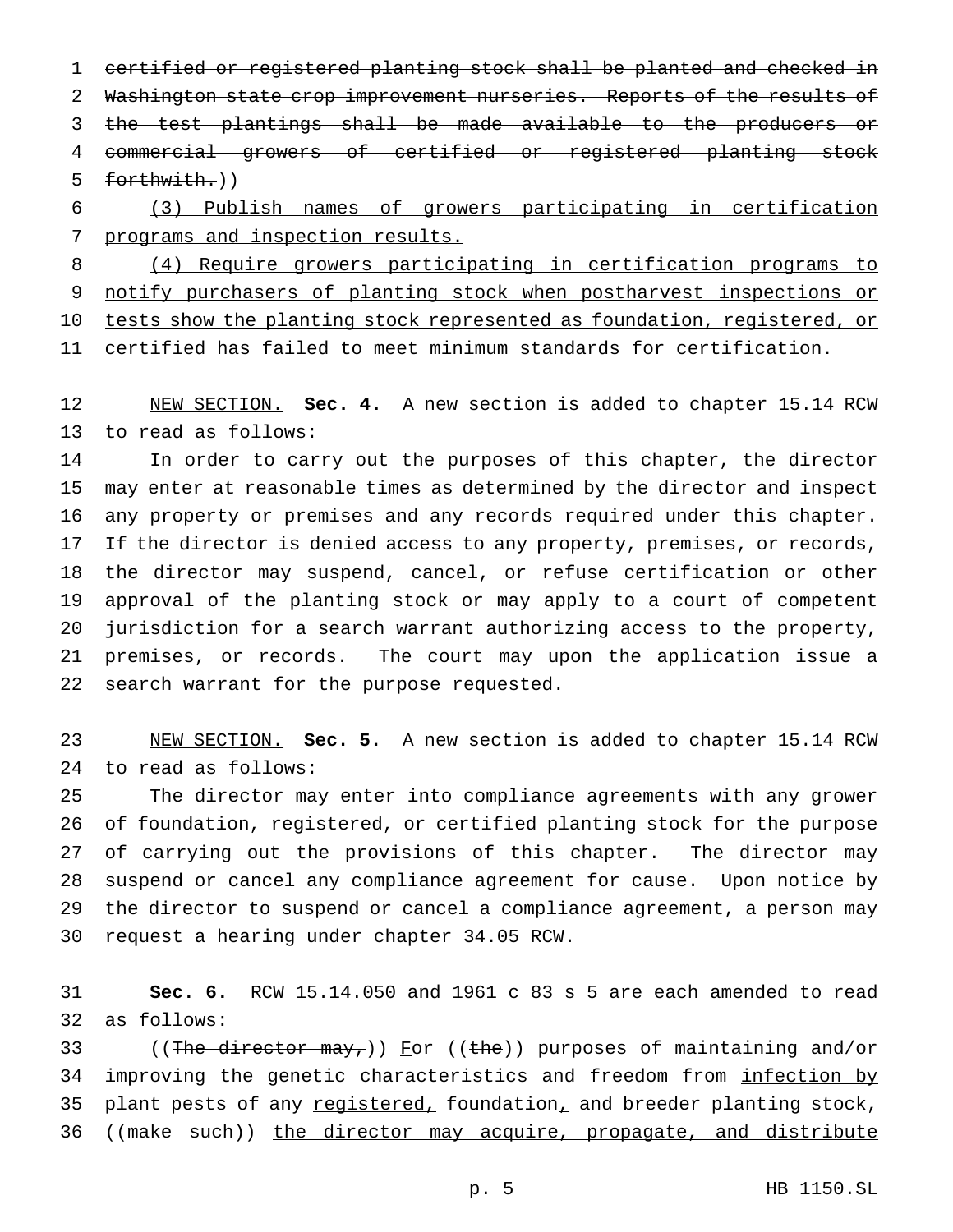~~certified or registered planting stock shall be planted and checked in Washington state crop improvement nurseries. Reports of the results of the test plantings shall be made available to the producers or commercial growers of certified or registered planting stock forthwith.~~))

(3) Publish names of growers participating in certification programs and inspection results.

(4) Require growers participating in certification programs to notify purchasers of planting stock when postharvest inspections or tests show the planting stock represented as foundation, registered, or certified has failed to meet minimum standards for certification.

NEW SECTION. **Sec. 4.** A new section is added to chapter 15.14 RCW to read as follows:

In order to carry out the purposes of this chapter, the director may enter at reasonable times as determined by the director and inspect any property or premises and any records required under this chapter. If the director is denied access to any property, premises, or records, the director may suspend, cancel, or refuse certification or other approval of the planting stock or may apply to a court of competent jurisdiction for a search warrant authorizing access to the property, premises, or records. The court may upon the application issue a search warrant for the purpose requested.

NEW SECTION. **Sec. 5.** A new section is added to chapter 15.14 RCW to read as follows:

The director may enter into compliance agreements with any grower of foundation, registered, or certified planting stock for the purpose of carrying out the provisions of this chapter. The director may suspend or cancel any compliance agreement for cause. Upon notice by the director to suspend or cancel a compliance agreement, a person may request a hearing under chapter 34.05 RCW.

**Sec. 6.** RCW 15.14.050 and 1961 c 83 s 5 are each amended to read as follows:

((~~The director may,~~)) For ((~~the~~)) purposes of maintaining and/or improving the genetic characteristics and freedom from infection by plant pests of any registered, foundation, and breeder planting stock, ((~~make such~~)) the director may acquire, propagate, and distribute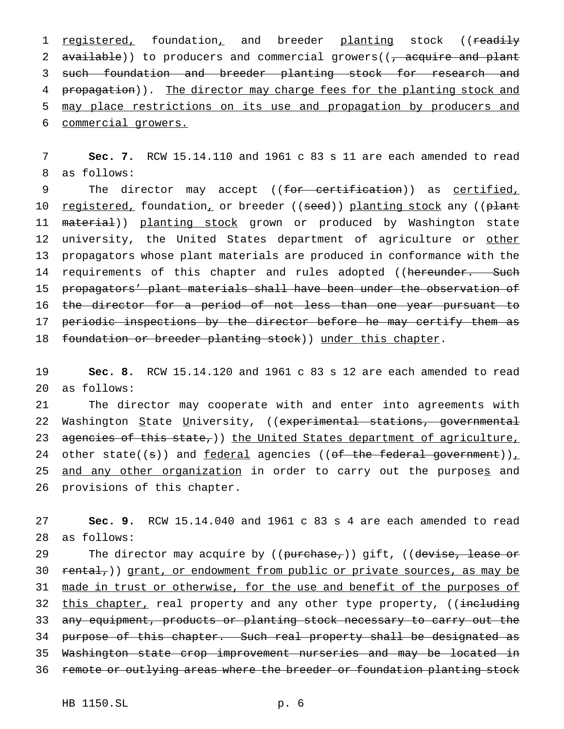registered, foundation, and breeder planting stock ((readily available)) to producers and commercial growers((, acquire and plant such foundation and breeder planting stock for research and propagation)). The director may charge fees for the planting stock and may place restrictions on its use and propagation by producers and commercial growers.

**Sec. 7.** RCW 15.14.110 and 1961 c 83 s 11 are each amended to read as follows:

The director may accept ((for certification)) as certified, registered, foundation, or breeder ((seed)) planting stock any ((plant material)) planting stock grown or produced by Washington state university, the United States department of agriculture or other propagators whose plant materials are produced in conformance with the requirements of this chapter and rules adopted ((hereunder. Such propagators' plant materials shall have been under the observation of the director for a period of not less than one year pursuant to periodic inspections by the director before he may certify them as foundation or breeder planting stock)) under this chapter.

**Sec. 8.** RCW 15.14.120 and 1961 c 83 s 12 are each amended to read as follows:

The director may cooperate with and enter into agreements with Washington State University, ((experimental stations, governmental agencies of this state,)) the United States department of agriculture, other state((s)) and federal agencies ((of the federal government)), and any other organization in order to carry out the purposes and provisions of this chapter.

**Sec. 9.** RCW 15.14.040 and 1961 c 83 s 4 are each amended to read as follows:

The director may acquire by ((purchase,)) gift, ((devise, lease or rental,)) grant, or endowment from public or private sources, as may be made in trust or otherwise, for the use and benefit of the purposes of this chapter, real property and any other type property, ((including any equipment, products or planting stock necessary to carry out the purpose of this chapter. Such real property shall be designated as Washington state crop improvement nurseries and may be located in remote or outlying areas where the breeder or foundation planting stock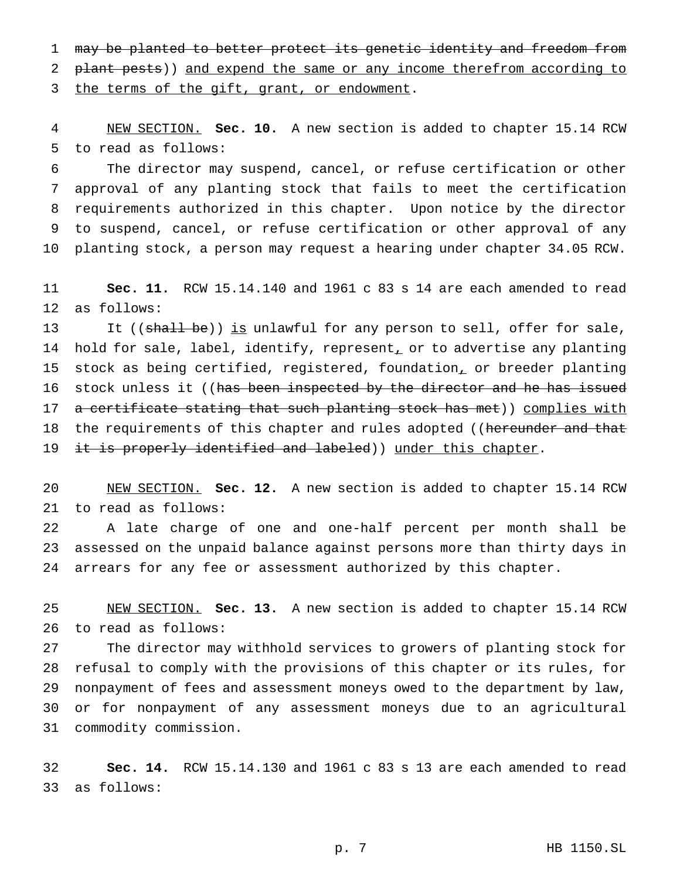may be planted to better protect its genetic identity and freedom from plant pests)) and expend the same or any income therefrom according to the terms of the gift, grant, or endowment.

NEW SECTION. **Sec. 10.** A new section is added to chapter 15.14 RCW to read as follows:

The director may suspend, cancel, or refuse certification or other approval of any planting stock that fails to meet the certification requirements authorized in this chapter. Upon notice by the director to suspend, cancel, or refuse certification or other approval of any planting stock, a person may request a hearing under chapter 34.05 RCW.

**Sec. 11.** RCW 15.14.140 and 1961 c 83 s 14 are each amended to read as follows:

It ((shall be)) is unlawful for any person to sell, offer for sale, hold for sale, label, identify, represent, or to advertise any planting stock as being certified, registered, foundation, or breeder planting stock unless it ((has been inspected by the director and he has issued a certificate stating that such planting stock has met)) complies with the requirements of this chapter and rules adopted ((hereunder and that it is properly identified and labeled)) under this chapter.

NEW SECTION. **Sec. 12.** A new section is added to chapter 15.14 RCW to read as follows:

A late charge of one and one-half percent per month shall be assessed on the unpaid balance against persons more than thirty days in arrears for any fee or assessment authorized by this chapter.

NEW SECTION. **Sec. 13.** A new section is added to chapter 15.14 RCW to read as follows:

The director may withhold services to growers of planting stock for refusal to comply with the provisions of this chapter or its rules, for nonpayment of fees and assessment moneys owed to the department by law, or for nonpayment of any assessment moneys due to an agricultural commodity commission.

**Sec. 14.** RCW 15.14.130 and 1961 c 83 s 13 are each amended to read as follows: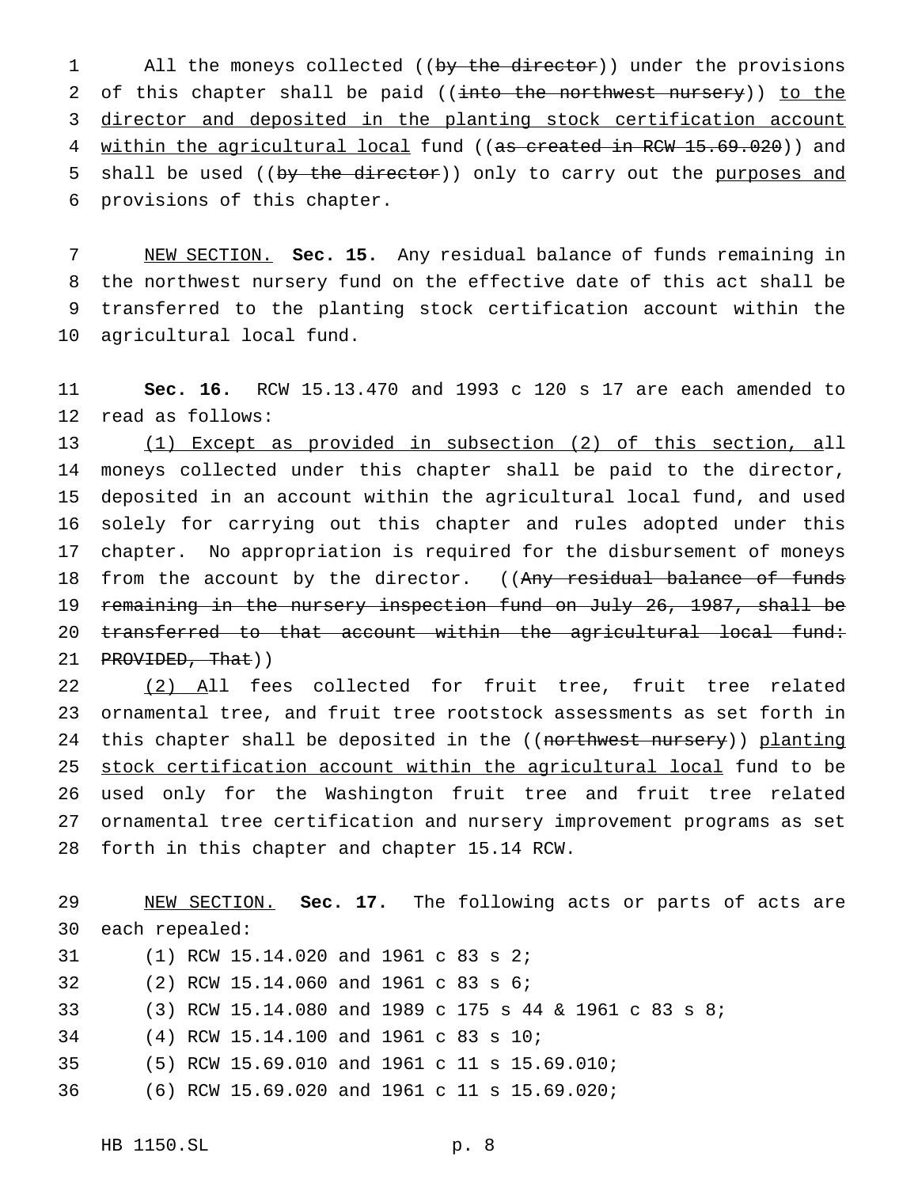All the moneys collected ((~~by the director~~)) under the provisions of this chapter shall be paid ((~~into the northwest nursery~~)) <u>to the director and deposited in the planting stock certification account within the agricultural local</u> fund ((~~as created in RCW 15.69.020~~)) and shall be used ((~~by the director~~)) only to carry out the <u>purposes and</u> provisions of this chapter.

<u>NEW SECTION.</u> **Sec. 15.** Any residual balance of funds remaining in the northwest nursery fund on the effective date of this act shall be transferred to the planting stock certification account within the agricultural local fund.

**Sec. 16.** RCW 15.13.470 and 1993 c 120 s 17 are each amended to read as follows:

<u>(1) Except as provided in subsection (2) of this section, a</u>ll moneys collected under this chapter shall be paid to the director, deposited in an account within the agricultural local fund, and used solely for carrying out this chapter and rules adopted under this chapter. No appropriation is required for the disbursement of moneys from the account by the director. ((~~Any residual balance of funds remaining in the nursery inspection fund on July 26, 1987, shall be transferred to that account within the agricultural local fund: PROVIDED, That~~))

<u>(2) A</u>ll fees collected for fruit tree, fruit tree related ornamental tree, and fruit tree rootstock assessments as set forth in this chapter shall be deposited in the ((~~northwest nursery~~)) <u>planting stock certification account within the agricultural local</u> fund to be used only for the Washington fruit tree and fruit tree related ornamental tree certification and nursery improvement programs as set forth in this chapter and chapter 15.14 RCW.

<u>NEW SECTION.</u> **Sec. 17.** The following acts or parts of acts are each repealed:

(1) RCW 15.14.020 and 1961 c 83 s 2;

(2) RCW 15.14.060 and 1961 c 83 s 6;

(3) RCW 15.14.080 and 1989 c 175 s 44 & 1961 c 83 s 8;

(4) RCW 15.14.100 and 1961 c 83 s 10;

(5) RCW 15.69.010 and 1961 c 11 s 15.69.010;

(6) RCW 15.69.020 and 1961 c 11 s 15.69.020;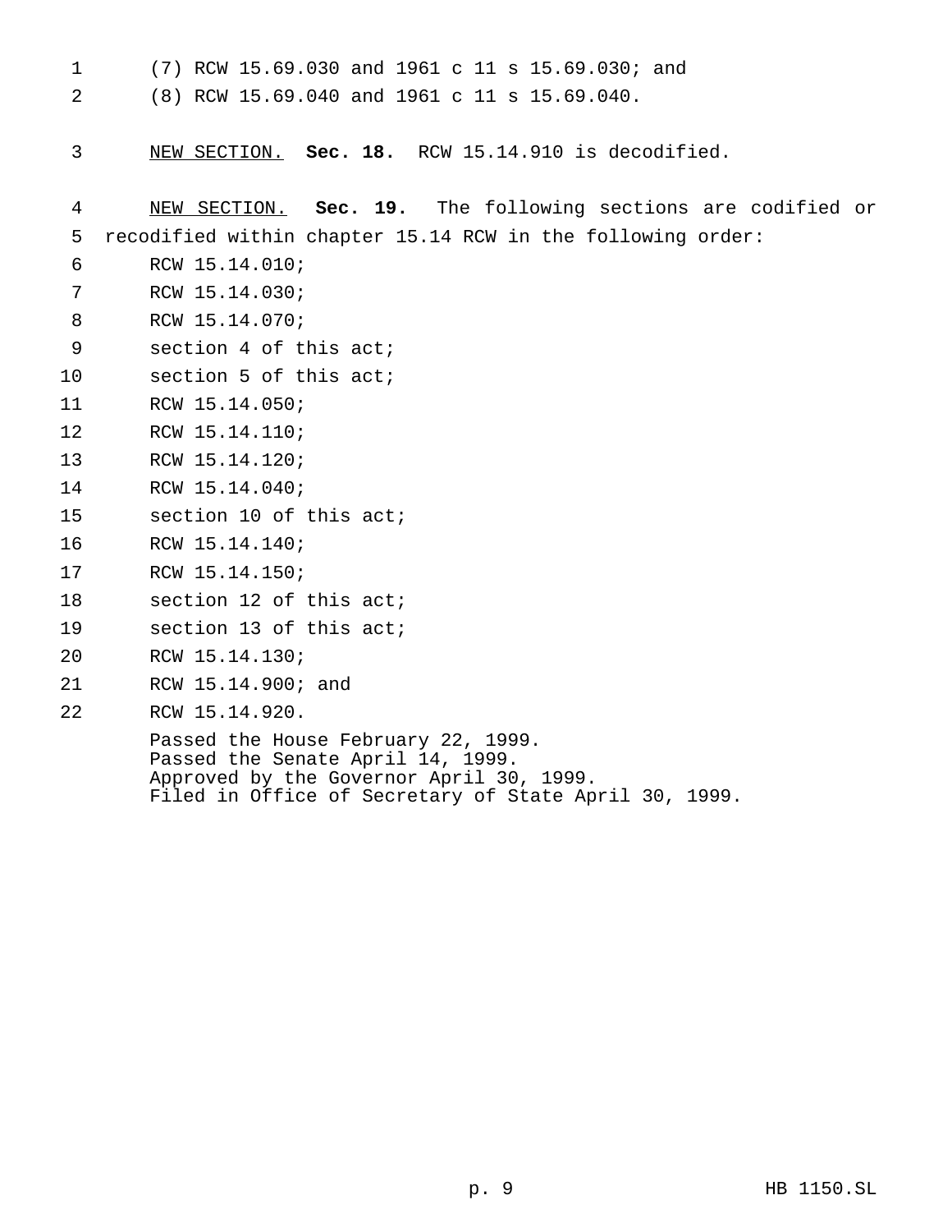(7) RCW 15.69.030 and 1961 c 11 s 15.69.030; and

(8) RCW 15.69.040 and 1961 c 11 s 15.69.040.

NEW SECTION. **Sec. 18.** RCW 15.14.910 is decodified.

NEW SECTION. **Sec. 19.** The following sections are codified or recodified within chapter 15.14 RCW in the following order:

RCW 15.14.010;
RCW 15.14.030;
RCW 15.14.070;
section 4 of this act;
section 5 of this act;
RCW 15.14.050;
RCW 15.14.110;
RCW 15.14.120;
RCW 15.14.040;
section 10 of this act;
RCW 15.14.140;
RCW 15.14.150;
section 12 of this act;
section 13 of this act;
RCW 15.14.130;
RCW 15.14.900; and
RCW 15.14.920.

Passed the House February 22, 1999.
Passed the Senate April 14, 1999.
Approved by the Governor April 30, 1999.
Filed in Office of Secretary of State April 30, 1999.